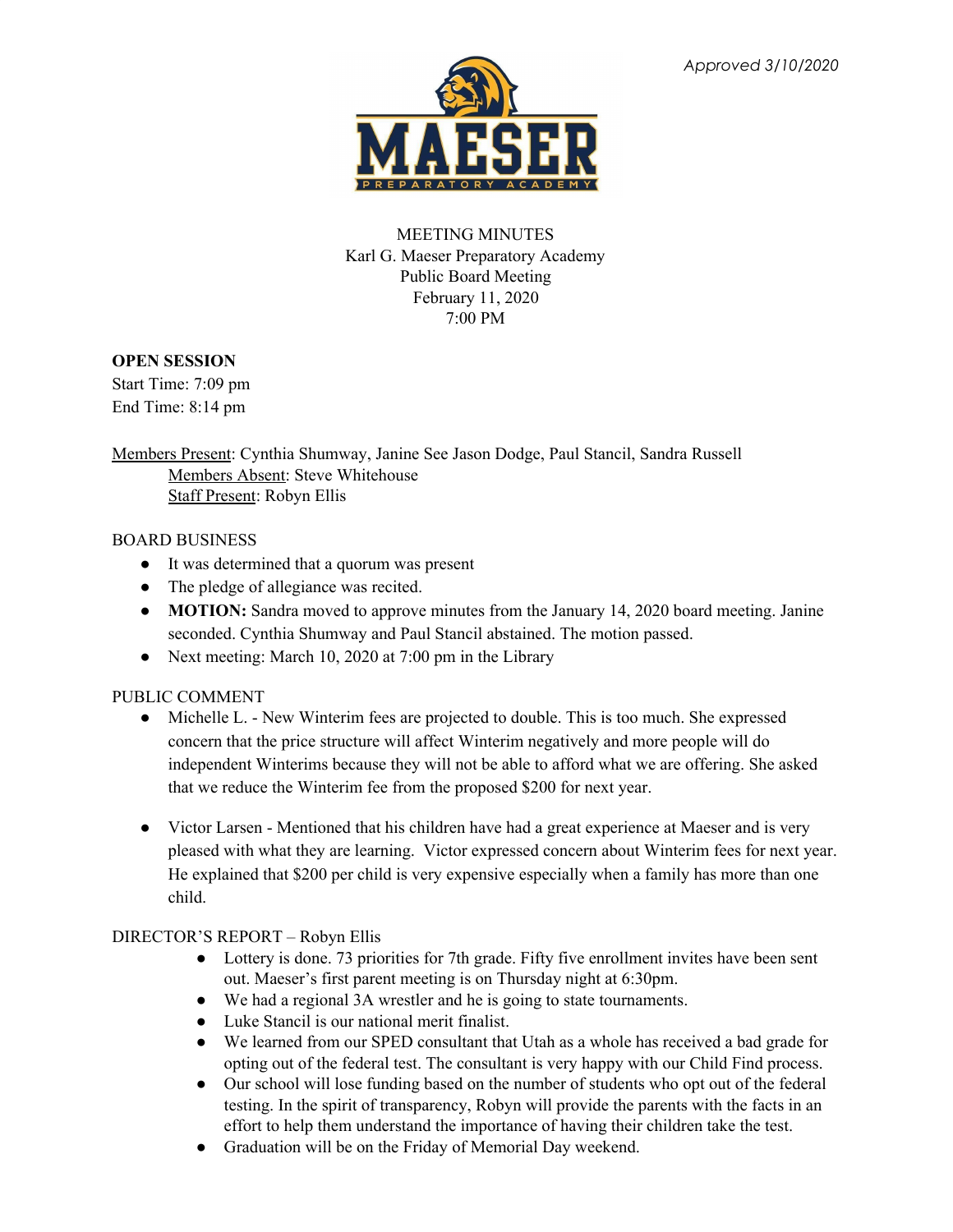*Approved 3/10/2020*

MEETING MINUTES
Karl G. Maeser Preparatory Academy
Public Board Meeting
February 11, 2020
7:00 PM

**OPEN SESSION**
Start Time: 7:09 pm
End Time: 8:14 pm

Members Present: Cynthia Shumway, Janine See Jason Dodge, Paul Stancil, Sandra Russell
Members Absent: Steve Whitehouse
Staff Present: Robyn Ellis

BOARD BUSINESS

- It was determined that a quorum was present
- The pledge of allegiance was recited.
- **MOTION:** Sandra moved to approve minutes from the January 14, 2020 board meeting. Janine seconded. Cynthia Shumway and Paul Stancil abstained. The motion passed.
- Next meeting: March 10, 2020 at 7:00 pm in the Library

PUBLIC COMMENT

- Michelle L. - New Winterim fees are projected to double. This is too much. She expressed concern that the price structure will affect Winterim negatively and more people will do independent Winterims because they will not be able to afford what we are offering. She asked that we reduce the Winterim fee from the proposed $200 for next year.

- Victor Larsen - Mentioned that his children have had a great experience at Maeser and is very pleased with what they are learning. Victor expressed concern about Winterim fees for next year. He explained that $200 per child is very expensive especially when a family has more than one child.

DIRECTOR'S REPORT – Robyn Ellis

- Lottery is done. 73 priorities for 7th grade. Fifty five enrollment invites have been sent out. Maeser's first parent meeting is on Thursday night at 6:30pm.
- We had a regional 3A wrestler and he is going to state tournaments.
- Luke Stancil is our national merit finalist.
- We learned from our SPED consultant that Utah as a whole has received a bad grade for opting out of the federal test. The consultant is very happy with our Child Find process.
- Our school will lose funding based on the number of students who opt out of the federal testing. In the spirit of transparency, Robyn will provide the parents with the facts in an effort to help them understand the importance of having their children take the test.
- Graduation will be on the Friday of Memorial Day weekend.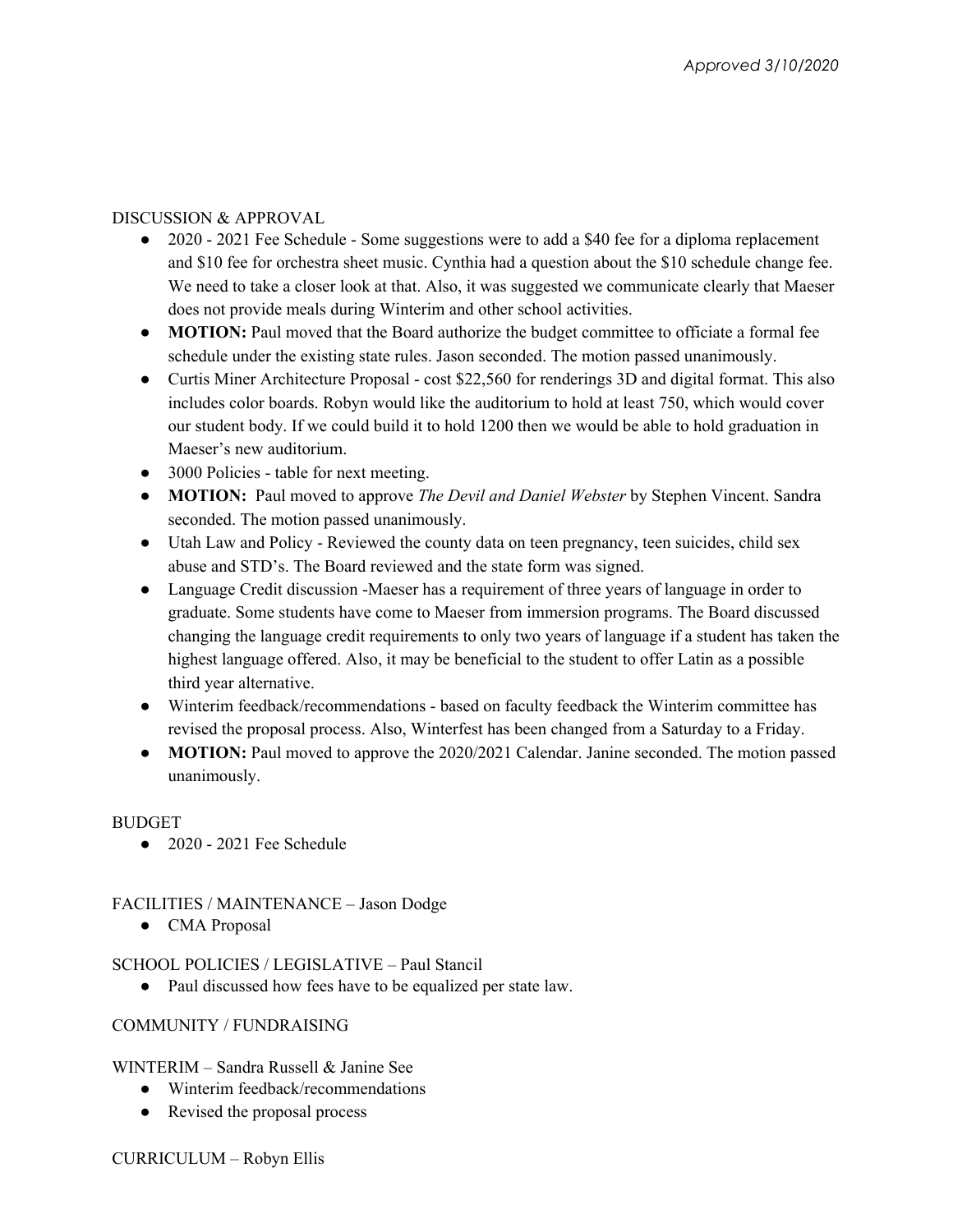*Approved 3/10/2020*

DISCUSSION & APPROVAL

- 2020 - 2021 Fee Schedule - Some suggestions were to add a $40 fee for a diploma replacement and $10 fee for orchestra sheet music. Cynthia had a question about the $10 schedule change fee. We need to take a closer look at that. Also, it was suggested we communicate clearly that Maeser does not provide meals during Winterim and other school activities.
- **MOTION:** Paul moved that the Board authorize the budget committee to officiate a formal fee schedule under the existing state rules. Jason seconded. The motion passed unanimously.
- Curtis Miner Architecture Proposal - cost $22,560 for renderings 3D and digital format. This also includes color boards. Robyn would like the auditorium to hold at least 750, which would cover our student body. If we could build it to hold 1200 then we would be able to hold graduation in Maeser's new auditorium.
- 3000 Policies - table for next meeting.
- **MOTION:** Paul moved to approve *The Devil and Daniel Webster* by Stephen Vincent. Sandra seconded. The motion passed unanimously.
- Utah Law and Policy - Reviewed the county data on teen pregnancy, teen suicides, child sex abuse and STD's. The Board reviewed and the state form was signed.
- Language Credit discussion -Maeser has a requirement of three years of language in order to graduate. Some students have come to Maeser from immersion programs. The Board discussed changing the language credit requirements to only two years of language if a student has taken the highest language offered. Also, it may be beneficial to the student to offer Latin as a possible third year alternative.
- Winterim feedback/recommendations - based on faculty feedback the Winterim committee has revised the proposal process. Also, Winterfest has been changed from a Saturday to a Friday.
- **MOTION:** Paul moved to approve the 2020/2021 Calendar. Janine seconded. The motion passed unanimously.

BUDGET

- 2020 - 2021 Fee Schedule

FACILITIES / MAINTENANCE – Jason Dodge

- CMA Proposal

SCHOOL POLICIES / LEGISLATIVE – Paul Stancil

- Paul discussed how fees have to be equalized per state law.

COMMUNITY / FUNDRAISING

WINTERIM – Sandra Russell & Janine See

- Winterim feedback/recommendations
- Revised the proposal process

CURRICULUM – Robyn Ellis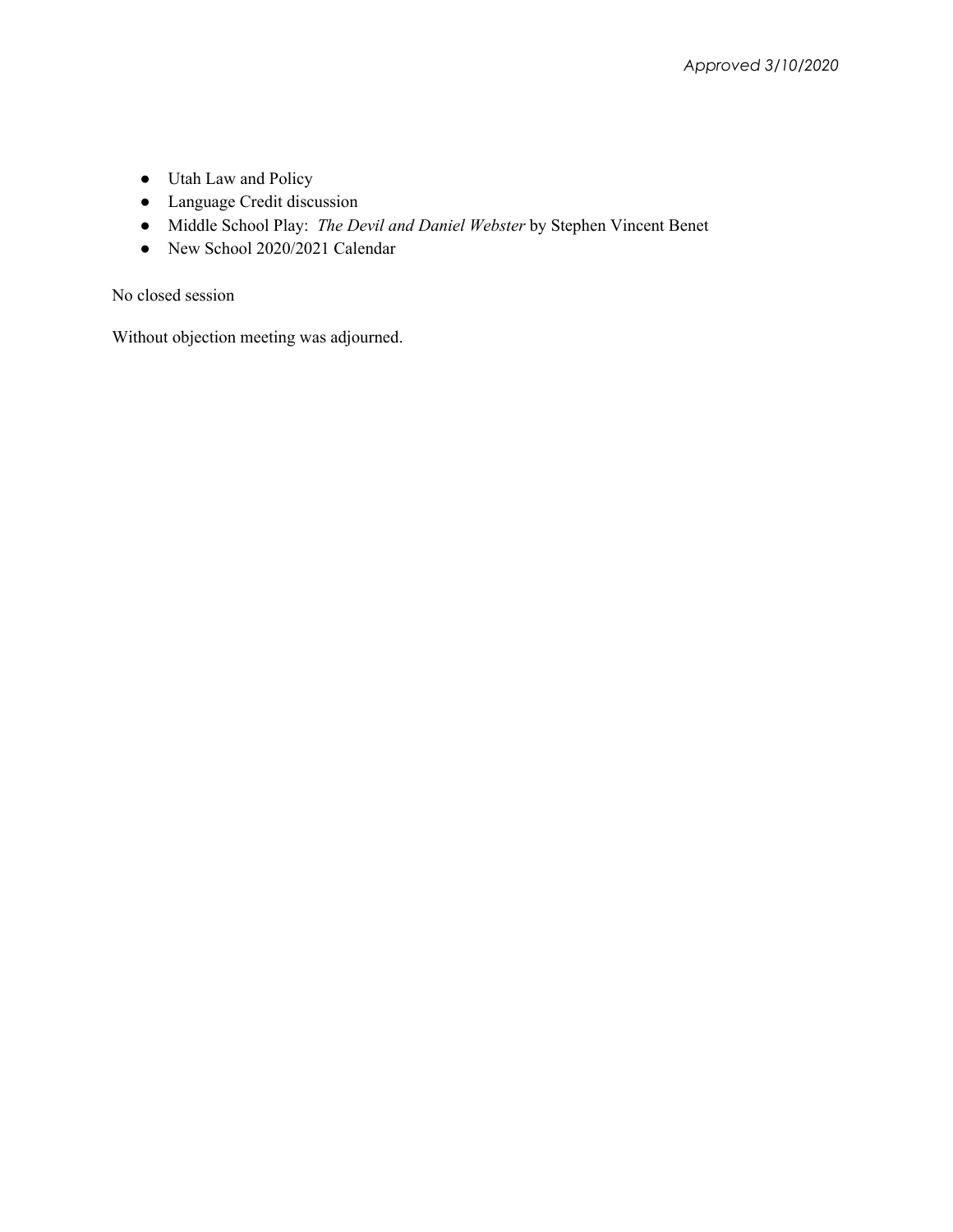- Utah Law and Policy
- Language Credit discussion
- Middle School Play: *The Devil and Daniel Webster* by Stephen Vincent Benet
- New School 2020/2021 Calendar

No closed session

Without objection meeting was adjourned.